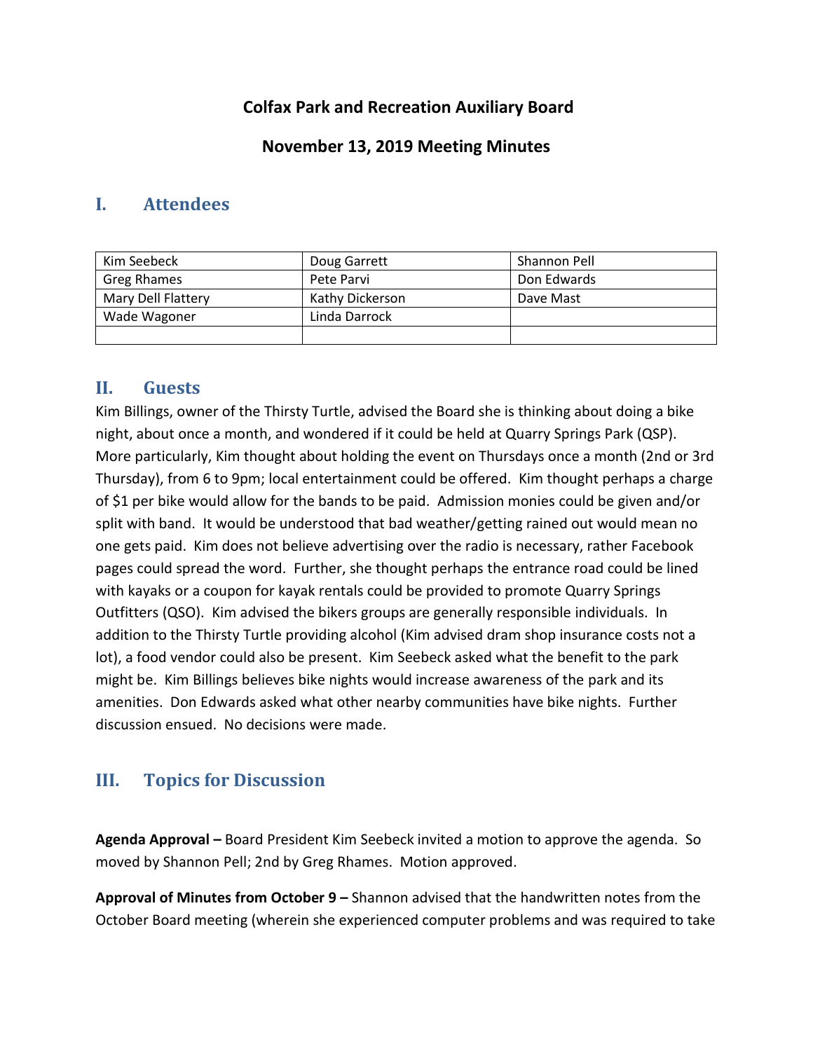**Colfax Park and Recreation Auxiliary Board**

**November 13, 2019 Meeting Minutes**

## I. Attendees

| | | |
|---|---|---|
| Kim Seebeck | Doug Garrett | Shannon Pell |
| Greg Rhames | Pete Parvi | Don Edwards |
| Mary Dell Flattery | Kathy Dickerson | Dave Mast |
| Wade Wagoner | Linda Darrock | |
| | | |

## II. Guests

Kim Billings, owner of the Thirsty Turtle, advised the Board she is thinking about doing a bike night, about once a month, and wondered if it could be held at Quarry Springs Park (QSP). More particularly, Kim thought about holding the event on Thursdays once a month (2nd or 3rd Thursday), from 6 to 9pm; local entertainment could be offered. Kim thought perhaps a charge of $1 per bike would allow for the bands to be paid. Admission monies could be given and/or split with band. It would be understood that bad weather/getting rained out would mean no one gets paid. Kim does not believe advertising over the radio is necessary, rather Facebook pages could spread the word. Further, she thought perhaps the entrance road could be lined with kayaks or a coupon for kayak rentals could be provided to promote Quarry Springs Outfitters (QSO). Kim advised the bikers groups are generally responsible individuals. In addition to the Thirsty Turtle providing alcohol (Kim advised dram shop insurance costs not a lot), a food vendor could also be present. Kim Seebeck asked what the benefit to the park might be. Kim Billings believes bike nights would increase awareness of the park and its amenities. Don Edwards asked what other nearby communities have bike nights. Further discussion ensued. No decisions were made.

## III. Topics for Discussion

**Agenda Approval –** Board President Kim Seebeck invited a motion to approve the agenda. So moved by Shannon Pell; 2nd by Greg Rhames. Motion approved.

**Approval of Minutes from October 9 –** Shannon advised that the handwritten notes from the October Board meeting (wherein she experienced computer problems and was required to take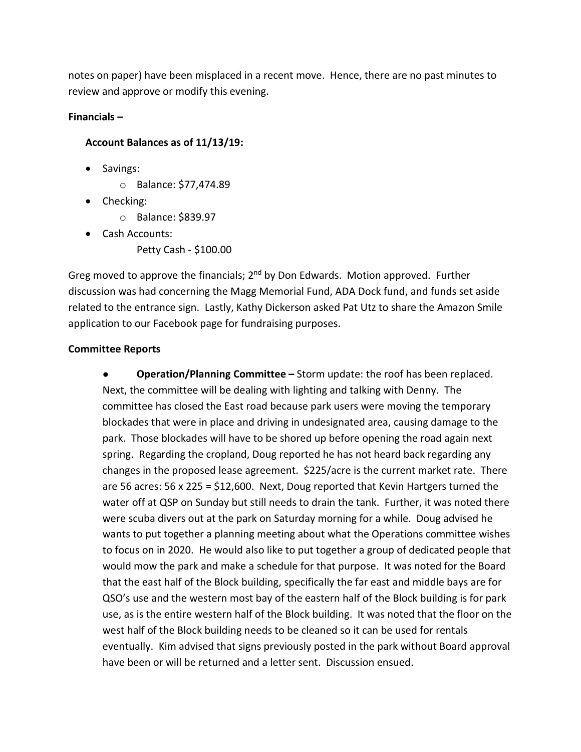notes on paper) have been misplaced in a recent move. Hence, there are no past minutes to review and approve or modify this evening.

**Financials –**

**Account Balances as of 11/13/19:**

- Savings:
    - Balance: $77,474.89
- Checking:
    - Balance: $839.97
- Cash Accounts:

    Petty Cash - $100.00

Greg moved to approve the financials; 2nd by Don Edwards. Motion approved. Further discussion was had concerning the Magg Memorial Fund, ADA Dock fund, and funds set aside related to the entrance sign. Lastly, Kathy Dickerson asked Pat Utz to share the Amazon Smile application to our Facebook page for fundraising purposes.

**Committee Reports**

- **Operation/Planning Committee –** Storm update: the roof has been replaced. Next, the committee will be dealing with lighting and talking with Denny. The committee has closed the East road because park users were moving the temporary blockades that were in place and driving in undesignated area, causing damage to the park. Those blockades will have to be shored up before opening the road again next spring. Regarding the cropland, Doug reported he has not heard back regarding any changes in the proposed lease agreement. $225/acre is the current market rate. There are 56 acres: 56 x 225 = $12,600. Next, Doug reported that Kevin Hartgers turned the water off at QSP on Sunday but still needs to drain the tank. Further, it was noted there were scuba divers out at the park on Saturday morning for a while. Doug advised he wants to put together a planning meeting about what the Operations committee wishes to focus on in 2020. He would also like to put together a group of dedicated people that would mow the park and make a schedule for that purpose. It was noted for the Board that the east half of the Block building, specifically the far east and middle bays are for QSO's use and the western most bay of the eastern half of the Block building is for park use, as is the entire western half of the Block building. It was noted that the floor on the west half of the Block building needs to be cleaned so it can be used for rentals eventually. Kim advised that signs previously posted in the park without Board approval have been or will be returned and a letter sent. Discussion ensued.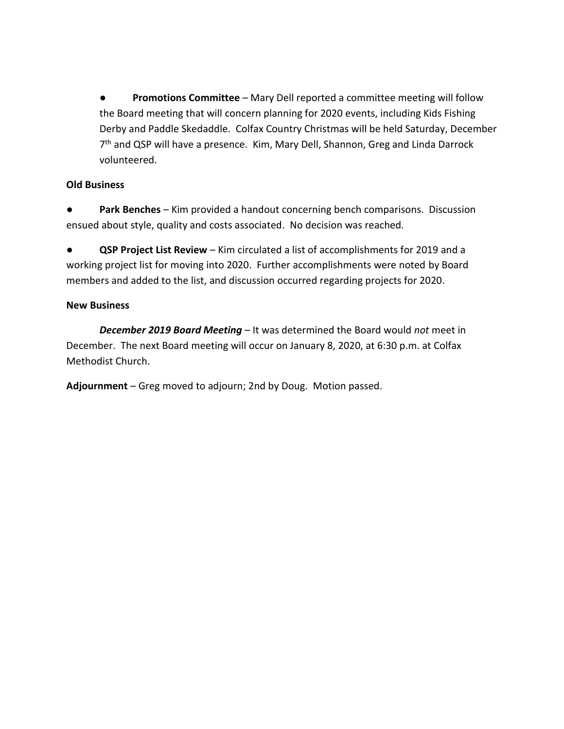- **Promotions Committee** – Mary Dell reported a committee meeting will follow the Board meeting that will concern planning for 2020 events, including Kids Fishing Derby and Paddle Skedaddle. Colfax Country Christmas will be held Saturday, December 7th and QSP will have a presence. Kim, Mary Dell, Shannon, Greg and Linda Darrock volunteered.

**Old Business**

- **Park Benches** – Kim provided a handout concerning bench comparisons. Discussion ensued about style, quality and costs associated. No decision was reached.

- **QSP Project List Review** – Kim circulated a list of accomplishments for 2019 and a working project list for moving into 2020. Further accomplishments were noted by Board members and added to the list, and discussion occurred regarding projects for 2020.

**New Business**

***December 2019 Board Meeting*** – It was determined the Board would *not* meet in December. The next Board meeting will occur on January 8, 2020, at 6:30 p.m. at Colfax Methodist Church.

**Adjournment** – Greg moved to adjourn; 2nd by Doug. Motion passed.